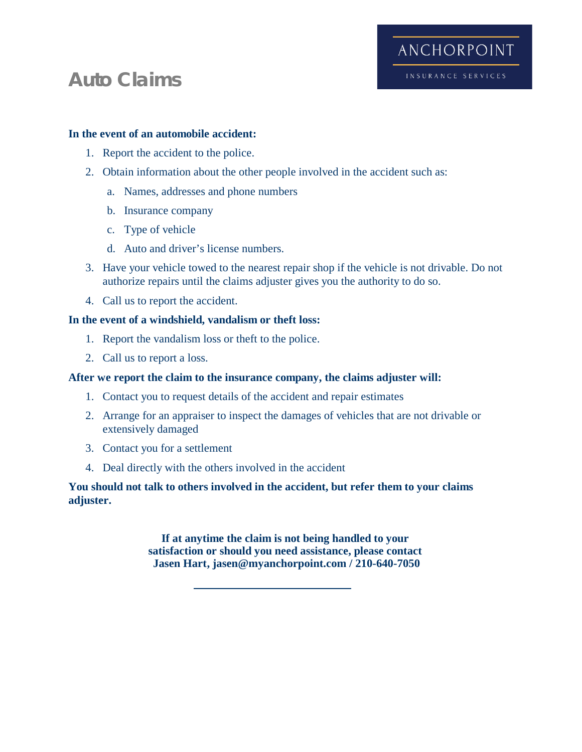# Auto Claims

ANCHORPOINT

INSURANCE SERVICES

**In the event of an automobile accident:**

1. Report the accident to the police.
2. Obtain information about the other people involved in the accident such as:
   a. Names, addresses and phone numbers
   b. Insurance company
   c. Type of vehicle
   d. Auto and driver's license numbers.
3. Have your vehicle towed to the nearest repair shop if the vehicle is not drivable. Do not authorize repairs until the claims adjuster gives you the authority to do so.
4. Call us to report the accident.

**In the event of a windshield, vandalism or theft loss:**

1. Report the vandalism loss or theft to the police.
2. Call us to report a loss.

**After we report the claim to the insurance company, the claims adjuster will:**

1. Contact you to request details of the accident and repair estimates
2. Arrange for an appraiser to inspect the damages of vehicles that are not drivable or extensively damaged
3. Contact you for a settlement
4. Deal directly with the others involved in the accident

**You should not talk to others involved in the accident, but refer them to your claims adjuster.**

**If at anytime the claim is not being handled to your satisfaction or should you need assistance, please contact Jasen Hart, jasen@myanchorpoint.com / 210-640-7050**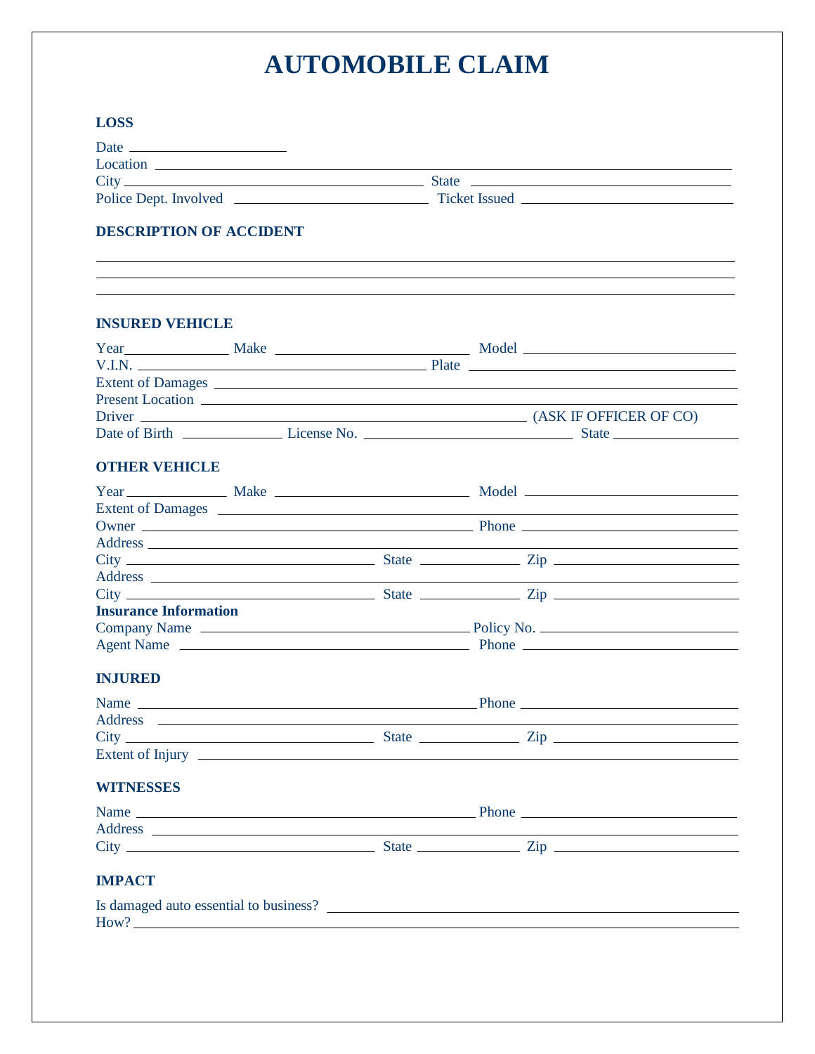# AUTOMOBILE CLAIM

## LOSS

Date ____________________

Location ____________________

City ____________________ State ____________________

Police Dept. Involved ____________________ Ticket Issued ____________________

## DESCRIPTION OF ACCIDENT

____________________

____________________

____________________

## INSURED VEHICLE

Year ____________ Make ____________________ Model ____________________

V.I.N. ____________________ Plate ____________________

Extent of Damages ____________________

Present Location ____________________

Driver ____________________ (ASK IF OFFICER OF CO)

Date of Birth ____________ License No. ____________________ State ____________

## OTHER VEHICLE

Year ____________ Make ____________________ Model ____________________

Extent of Damages ____________________

Owner ____________________ Phone ____________________

Address ____________________

City ____________________ State ____________ Zip ____________

Address ____________________

City ____________________ State ____________ Zip ____________

**Insurance Information**

Company Name ____________________ Policy No. ____________________

Agent Name ____________________ Phone ____________________

## INJURED

Name ____________________ Phone ____________________

Address ____________________

City ____________________ State ____________ Zip ____________

Extent of Injury ____________________

## WITNESSES

Name ____________________ Phone ____________________

Address ____________________

City ____________________ State ____________ Zip ____________

## IMPACT

Is damaged auto essential to business? ____________________

How? ____________________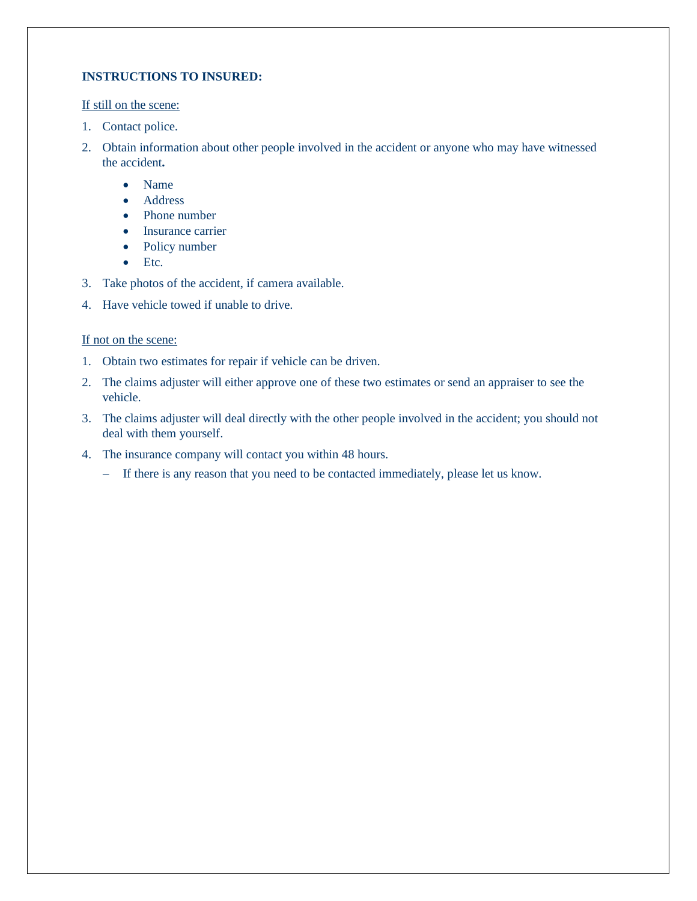**INSTRUCTIONS TO INSURED:**

<u>If still on the scene:</u>

1. Contact police.
2. Obtain information about other people involved in the accident or anyone who may have witnessed the accident**.**
   - Name
   - Address
   - Phone number
   - Insurance carrier
   - Policy number
   - Etc.
3. Take photos of the accident, if camera available.
4. Have vehicle towed if unable to drive.

<u>If not on the scene:</u>

1. Obtain two estimates for repair if vehicle can be driven.
2. The claims adjuster will either approve one of these two estimates or send an appraiser to see the vehicle.
3. The claims adjuster will deal directly with the other people involved in the accident; you should not deal with them yourself.
4. The insurance company will contact you within 48 hours.
   – If there is any reason that you need to be contacted immediately, please let us know.